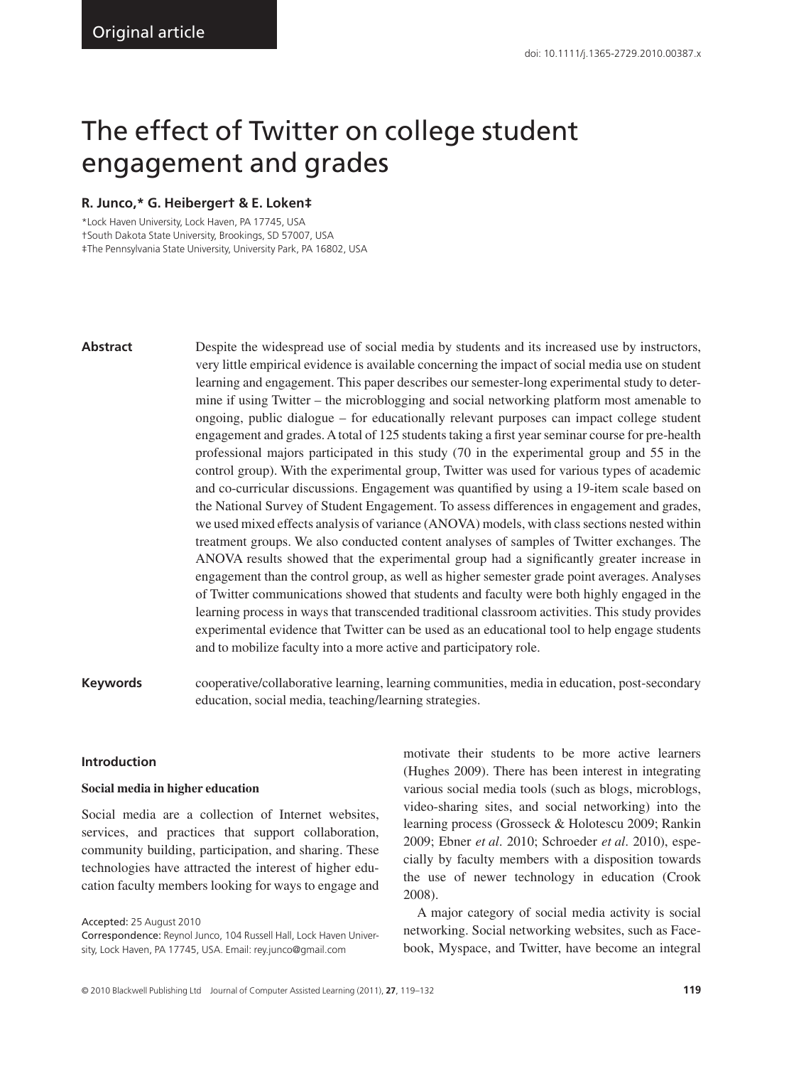Original article

doi: 10.1111/j.1365-2729.2010.00387.x

# The effect of Twitter on college student engagement and grades

**R. Junco,\* G. Heiberger† & E. Loken‡**

\*Lock Haven University, Lock Haven, PA 17745, USA
†South Dakota State University, Brookings, SD 57007, USA
‡The Pennsylvania State University, University Park, PA 16802, USA

**Abstract**

Despite the widespread use of social media by students and its increased use by instructors, very little empirical evidence is available concerning the impact of social media use on student learning and engagement. This paper describes our semester-long experimental study to determine if using Twitter – the microblogging and social networking platform most amenable to ongoing, public dialogue – for educationally relevant purposes can impact college student engagement and grades. A total of 125 students taking a first year seminar course for pre-health professional majors participated in this study (70 in the experimental group and 55 in the control group). With the experimental group, Twitter was used for various types of academic and co-curricular discussions. Engagement was quantified by using a 19-item scale based on the National Survey of Student Engagement. To assess differences in engagement and grades, we used mixed effects analysis of variance (ANOVA) models, with class sections nested within treatment groups. We also conducted content analyses of samples of Twitter exchanges. The ANOVA results showed that the experimental group had a significantly greater increase in engagement than the control group, as well as higher semester grade point averages. Analyses of Twitter communications showed that students and faculty were both highly engaged in the learning process in ways that transcended traditional classroom activities. This study provides experimental evidence that Twitter can be used as an educational tool to help engage students and to mobilize faculty into a more active and participatory role.

**Keywords**

cooperative/collaborative learning, learning communities, media in education, post-secondary education, social media, teaching/learning strategies.

## Introduction

### Social media in higher education

Social media are a collection of Internet websites, services, and practices that support collaboration, community building, participation, and sharing. These technologies have attracted the interest of higher education faculty members looking for ways to engage and motivate their students to be more active learners (Hughes 2009). There has been interest in integrating various social media tools (such as blogs, microblogs, video-sharing sites, and social networking) into the learning process (Grosseck & Holotescu 2009; Rankin 2009; Ebner *et al*. 2010; Schroeder *et al*. 2010), especially by faculty members with a disposition towards the use of newer technology in education (Crook 2008).

A major category of social media activity is social networking. Social networking websites, such as Facebook, Myspace, and Twitter, have become an integral

Accepted: 25 August 2010
Correspondence: Reynol Junco, 104 Russell Hall, Lock Haven University, Lock Haven, PA 17745, USA. Email: rey.junco@gmail.com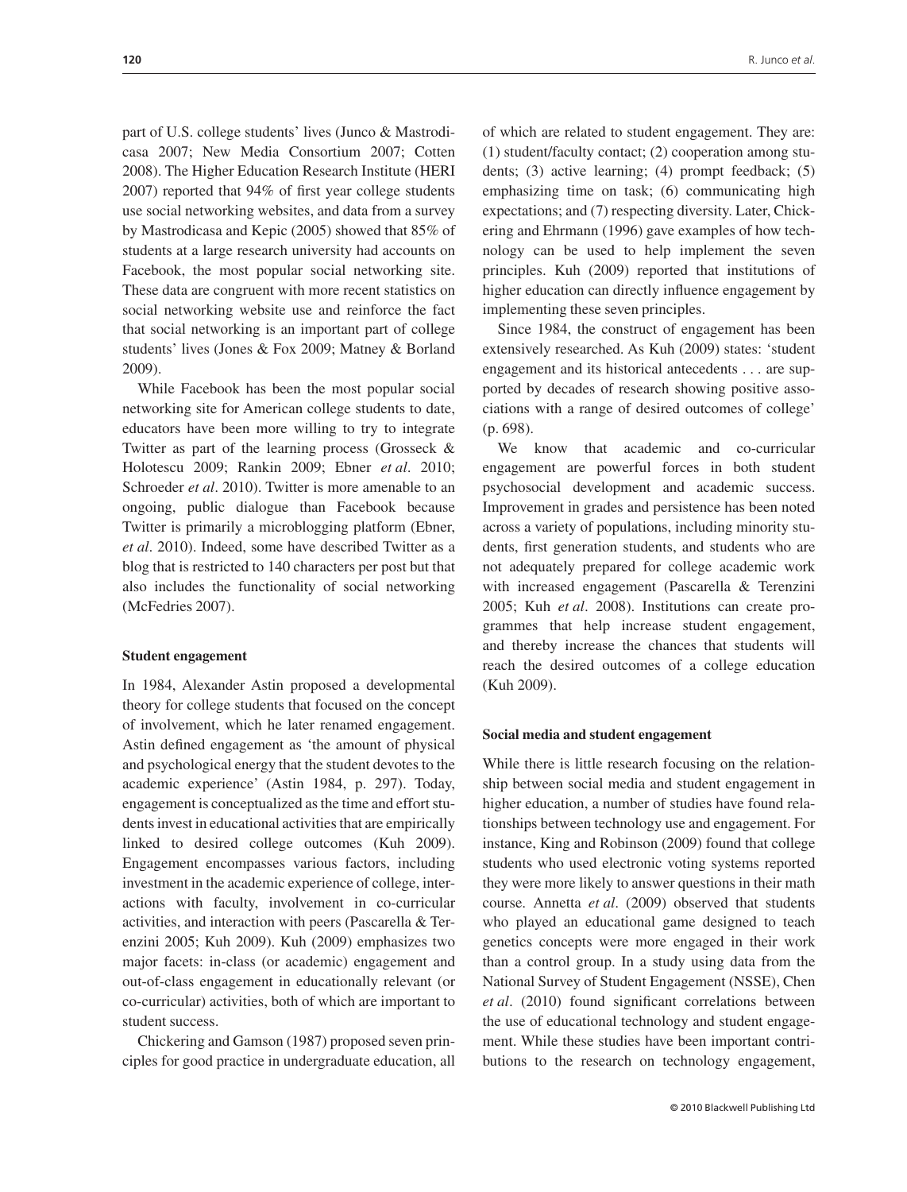part of U.S. college students' lives (Junco & Mastrodicasa 2007; New Media Consortium 2007; Cotten 2008). The Higher Education Research Institute (HERI 2007) reported that 94% of first year college students use social networking websites, and data from a survey by Mastrodicasa and Kepic (2005) showed that 85% of students at a large research university had accounts on Facebook, the most popular social networking site. These data are congruent with more recent statistics on social networking website use and reinforce the fact that social networking is an important part of college students' lives (Jones & Fox 2009; Matney & Borland 2009).

While Facebook has been the most popular social networking site for American college students to date, educators have been more willing to try to integrate Twitter as part of the learning process (Grosseck & Holotescu 2009; Rankin 2009; Ebner *et al*. 2010; Schroeder *et al*. 2010). Twitter is more amenable to an ongoing, public dialogue than Facebook because Twitter is primarily a microblogging platform (Ebner, *et al*. 2010). Indeed, some have described Twitter as a blog that is restricted to 140 characters per post but that also includes the functionality of social networking (McFedries 2007).

#### Student engagement

In 1984, Alexander Astin proposed a developmental theory for college students that focused on the concept of involvement, which he later renamed engagement. Astin defined engagement as 'the amount of physical and psychological energy that the student devotes to the academic experience' (Astin 1984, p. 297). Today, engagement is conceptualized as the time and effort students invest in educational activities that are empirically linked to desired college outcomes (Kuh 2009). Engagement encompasses various factors, including investment in the academic experience of college, interactions with faculty, involvement in co-curricular activities, and interaction with peers (Pascarella & Terenzini 2005; Kuh 2009). Kuh (2009) emphasizes two major facets: in-class (or academic) engagement and out-of-class engagement in educationally relevant (or co-curricular) activities, both of which are important to student success.

Chickering and Gamson (1987) proposed seven principles for good practice in undergraduate education, all of which are related to student engagement. They are: (1) student/faculty contact; (2) cooperation among students; (3) active learning; (4) prompt feedback; (5) emphasizing time on task; (6) communicating high expectations; and (7) respecting diversity. Later, Chickering and Ehrmann (1996) gave examples of how technology can be used to help implement the seven principles. Kuh (2009) reported that institutions of higher education can directly influence engagement by implementing these seven principles.

Since 1984, the construct of engagement has been extensively researched. As Kuh (2009) states: 'student engagement and its historical antecedents . . . are supported by decades of research showing positive associations with a range of desired outcomes of college' (p. 698).

We know that academic and co-curricular engagement are powerful forces in both student psychosocial development and academic success. Improvement in grades and persistence has been noted across a variety of populations, including minority students, first generation students, and students who are not adequately prepared for college academic work with increased engagement (Pascarella & Terenzini 2005; Kuh *et al*. 2008). Institutions can create programmes that help increase student engagement, and thereby increase the chances that students will reach the desired outcomes of a college education (Kuh 2009).

#### Social media and student engagement

While there is little research focusing on the relationship between social media and student engagement in higher education, a number of studies have found relationships between technology use and engagement. For instance, King and Robinson (2009) found that college students who used electronic voting systems reported they were more likely to answer questions in their math course. Annetta *et al*. (2009) observed that students who played an educational game designed to teach genetics concepts were more engaged in their work than a control group. In a study using data from the National Survey of Student Engagement (NSSE), Chen *et al*. (2010) found significant correlations between the use of educational technology and student engagement. While these studies have been important contributions to the research on technology engagement,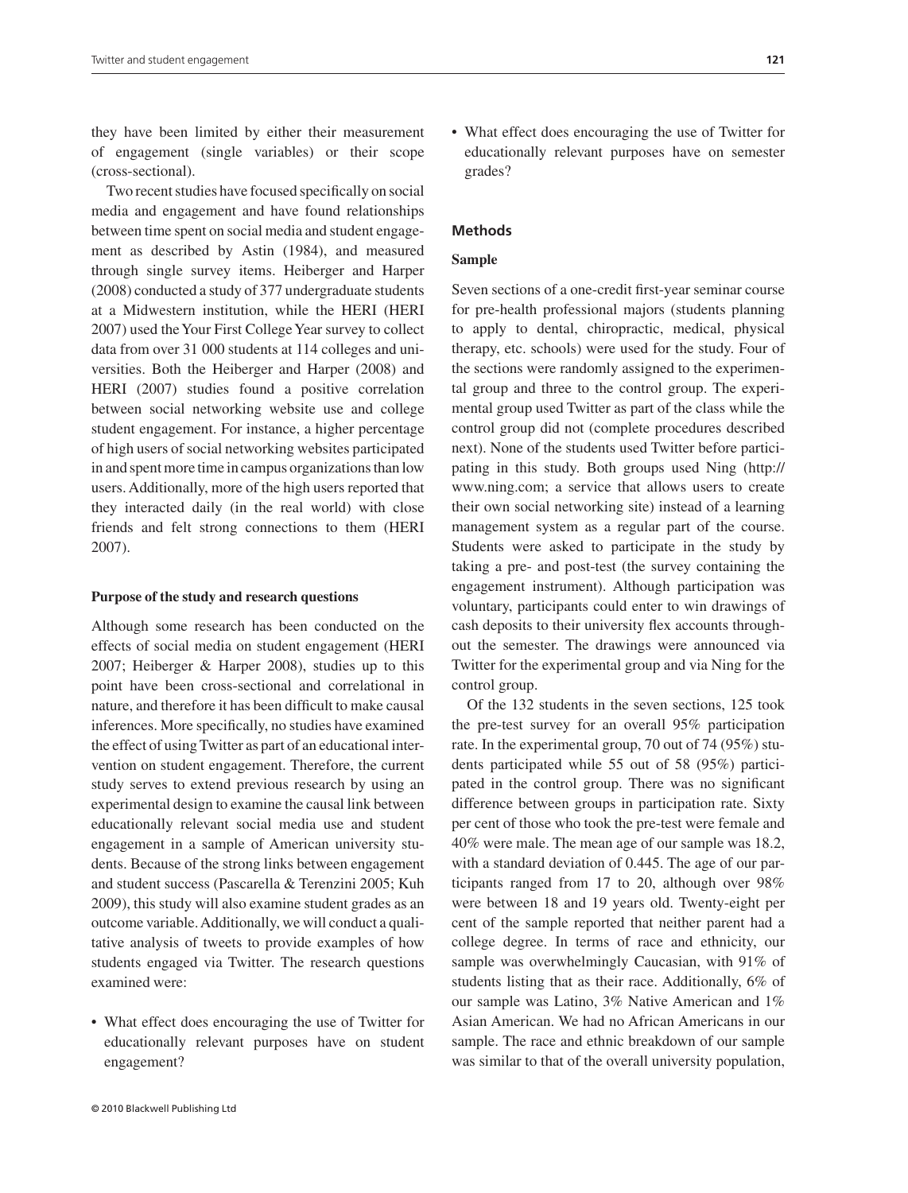they have been limited by either their measurement of engagement (single variables) or their scope (cross-sectional).

Two recent studies have focused specifically on social media and engagement and have found relationships between time spent on social media and student engagement as described by Astin (1984), and measured through single survey items. Heiberger and Harper (2008) conducted a study of 377 undergraduate students at a Midwestern institution, while the HERI (HERI 2007) used the Your First College Year survey to collect data from over 31 000 students at 114 colleges and universities. Both the Heiberger and Harper (2008) and HERI (2007) studies found a positive correlation between social networking website use and college student engagement. For instance, a higher percentage of high users of social networking websites participated in and spent more time in campus organizations than low users. Additionally, more of the high users reported that they interacted daily (in the real world) with close friends and felt strong connections to them (HERI 2007).

### Purpose of the study and research questions

Although some research has been conducted on the effects of social media on student engagement (HERI 2007; Heiberger & Harper 2008), studies up to this point have been cross-sectional and correlational in nature, and therefore it has been difficult to make causal inferences. More specifically, no studies have examined the effect of using Twitter as part of an educational intervention on student engagement. Therefore, the current study serves to extend previous research by using an experimental design to examine the causal link between educationally relevant social media use and student engagement in a sample of American university students. Because of the strong links between engagement and student success (Pascarella & Terenzini 2005; Kuh 2009), this study will also examine student grades as an outcome variable. Additionally, we will conduct a qualitative analysis of tweets to provide examples of how students engaged via Twitter. The research questions examined were:

- What effect does encouraging the use of Twitter for educationally relevant purposes have on student engagement?
- What effect does encouraging the use of Twitter for educationally relevant purposes have on semester grades?

## Methods

### Sample

Seven sections of a one-credit first-year seminar course for pre-health professional majors (students planning to apply to dental, chiropractic, medical, physical therapy, etc. schools) were used for the study. Four of the sections were randomly assigned to the experimental group and three to the control group. The experimental group used Twitter as part of the class while the control group did not (complete procedures described next). None of the students used Twitter before participating in this study. Both groups used Ning (http://www.ning.com; a service that allows users to create their own social networking site) instead of a learning management system as a regular part of the course. Students were asked to participate in the study by taking a pre- and post-test (the survey containing the engagement instrument). Although participation was voluntary, participants could enter to win drawings of cash deposits to their university flex accounts throughout the semester. The drawings were announced via Twitter for the experimental group and via Ning for the control group.

Of the 132 students in the seven sections, 125 took the pre-test survey for an overall 95% participation rate. In the experimental group, 70 out of 74 (95%) students participated while 55 out of 58 (95%) participated in the control group. There was no significant difference between groups in participation rate. Sixty per cent of those who took the pre-test were female and 40% were male. The mean age of our sample was 18.2, with a standard deviation of 0.445. The age of our participants ranged from 17 to 20, although over 98% were between 18 and 19 years old. Twenty-eight per cent of the sample reported that neither parent had a college degree. In terms of race and ethnicity, our sample was overwhelmingly Caucasian, with 91% of students listing that as their race. Additionally, 6% of our sample was Latino, 3% Native American and 1% Asian American. We had no African Americans in our sample. The race and ethnic breakdown of our sample was similar to that of the overall university population,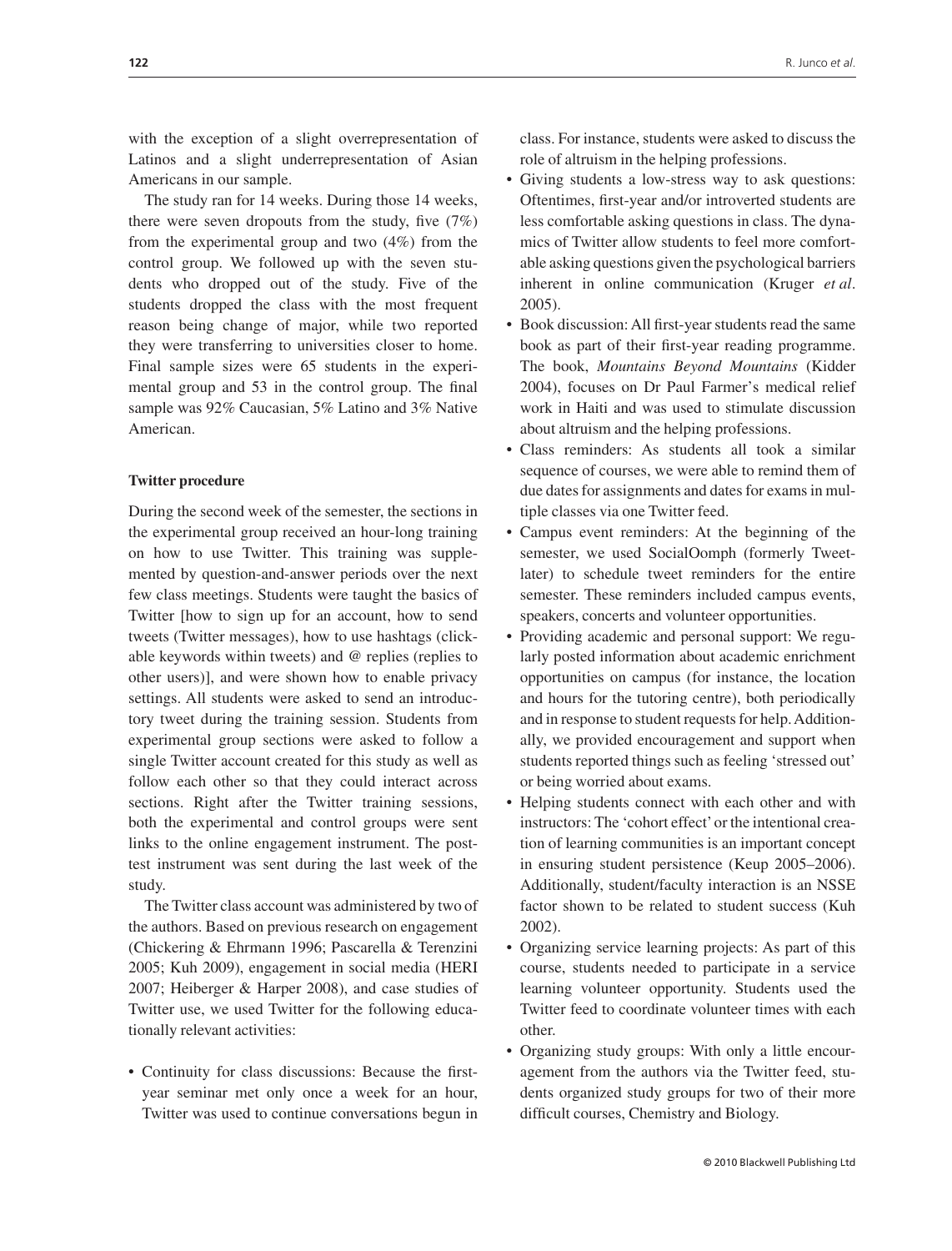with the exception of a slight overrepresentation of Latinos and a slight underrepresentation of Asian Americans in our sample.

The study ran for 14 weeks. During those 14 weeks, there were seven dropouts from the study, five (7%) from the experimental group and two (4%) from the control group. We followed up with the seven students who dropped out of the study. Five of the students dropped the class with the most frequent reason being change of major, while two reported they were transferring to universities closer to home. Final sample sizes were 65 students in the experimental group and 53 in the control group. The final sample was 92% Caucasian, 5% Latino and 3% Native American.

### Twitter procedure

During the second week of the semester, the sections in the experimental group received an hour-long training on how to use Twitter. This training was supplemented by question-and-answer periods over the next few class meetings. Students were taught the basics of Twitter [how to sign up for an account, how to send tweets (Twitter messages), how to use hashtags (clickable keywords within tweets) and @ replies (replies to other users)], and were shown how to enable privacy settings. All students were asked to send an introductory tweet during the training session. Students from experimental group sections were asked to follow a single Twitter account created for this study as well as follow each other so that they could interact across sections. Right after the Twitter training sessions, both the experimental and control groups were sent links to the online engagement instrument. The post-test instrument was sent during the last week of the study.

The Twitter class account was administered by two of the authors. Based on previous research on engagement (Chickering & Ehrmann 1996; Pascarella & Terenzini 2005; Kuh 2009), engagement in social media (HERI 2007; Heiberger & Harper 2008), and case studies of Twitter use, we used Twitter for the following educationally relevant activities:

- Continuity for class discussions: Because the first-year seminar met only once a week for an hour, Twitter was used to continue conversations begun in class. For instance, students were asked to discuss the role of altruism in the helping professions.
- Giving students a low-stress way to ask questions: Oftentimes, first-year and/or introverted students are less comfortable asking questions in class. The dynamics of Twitter allow students to feel more comfortable asking questions given the psychological barriers inherent in online communication (Kruger *et al*. 2005).
- Book discussion: All first-year students read the same book as part of their first-year reading programme. The book, *Mountains Beyond Mountains* (Kidder 2004), focuses on Dr Paul Farmer's medical relief work in Haiti and was used to stimulate discussion about altruism and the helping professions.
- Class reminders: As students all took a similar sequence of courses, we were able to remind them of due dates for assignments and dates for exams in multiple classes via one Twitter feed.
- Campus event reminders: At the beginning of the semester, we used SocialOomph (formerly Tweetlater) to schedule tweet reminders for the entire semester. These reminders included campus events, speakers, concerts and volunteer opportunities.
- Providing academic and personal support: We regularly posted information about academic enrichment opportunities on campus (for instance, the location and hours for the tutoring centre), both periodically and in response to student requests for help. Additionally, we provided encouragement and support when students reported things such as feeling 'stressed out' or being worried about exams.
- Helping students connect with each other and with instructors: The 'cohort effect' or the intentional creation of learning communities is an important concept in ensuring student persistence (Keup 2005–2006). Additionally, student/faculty interaction is an NSSE factor shown to be related to student success (Kuh 2002).
- Organizing service learning projects: As part of this course, students needed to participate in a service learning volunteer opportunity. Students used the Twitter feed to coordinate volunteer times with each other.
- Organizing study groups: With only a little encouragement from the authors via the Twitter feed, students organized study groups for two of their more difficult courses, Chemistry and Biology.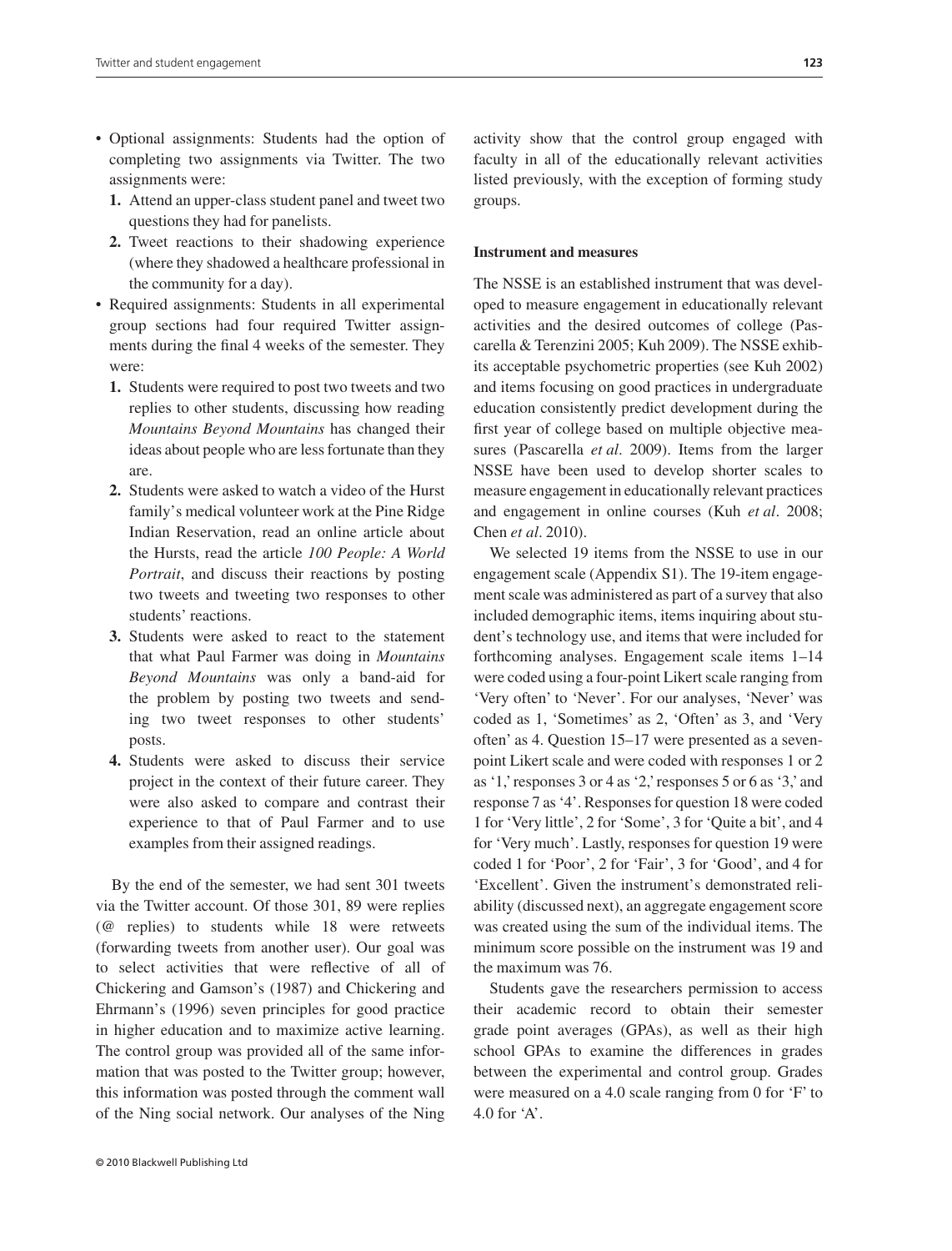- Optional assignments: Students had the option of completing two assignments via Twitter. The two assignments were:
  1. Attend an upper-class student panel and tweet two questions they had for panelists.
  2. Tweet reactions to their shadowing experience (where they shadowed a healthcare professional in the community for a day).
- Required assignments: Students in all experimental group sections had four required Twitter assignments during the final 4 weeks of the semester. They were:
  1. Students were required to post two tweets and two replies to other students, discussing how reading *Mountains Beyond Mountains* has changed their ideas about people who are less fortunate than they are.
  2. Students were asked to watch a video of the Hurst family's medical volunteer work at the Pine Ridge Indian Reservation, read an online article about the Hursts, read the article *100 People: A World Portrait*, and discuss their reactions by posting two tweets and tweeting two responses to other students' reactions.
  3. Students were asked to react to the statement that what Paul Farmer was doing in *Mountains Beyond Mountains* was only a band-aid for the problem by posting two tweets and sending two tweet responses to other students' posts.
  4. Students were asked to discuss their service project in the context of their future career. They were also asked to compare and contrast their experience to that of Paul Farmer and to use examples from their assigned readings.

By the end of the semester, we had sent 301 tweets via the Twitter account. Of those 301, 89 were replies (@ replies) to students while 18 were retweets (forwarding tweets from another user). Our goal was to select activities that were reflective of all of Chickering and Gamson's (1987) and Chickering and Ehrmann's (1996) seven principles for good practice in higher education and to maximize active learning. The control group was provided all of the same information that was posted to the Twitter group; however, this information was posted through the comment wall of the Ning social network. Our analyses of the Ning activity show that the control group engaged with faculty in all of the educationally relevant activities listed previously, with the exception of forming study groups.

### Instrument and measures

The NSSE is an established instrument that was developed to measure engagement in educationally relevant activities and the desired outcomes of college (Pascarella & Terenzini 2005; Kuh 2009). The NSSE exhibits its acceptable psychometric properties (see Kuh 2002) and items focusing on good practices in undergraduate education consistently predict development during the first year of college based on multiple objective measures (Pascarella *et al*. 2009). Items from the larger NSSE have been used to develop shorter scales to measure engagement in educationally relevant practices and engagement in online courses (Kuh *et al*. 2008; Chen *et al*. 2010).

We selected 19 items from the NSSE to use in our engagement scale (Appendix S1). The 19-item engagement scale was administered as part of a survey that also included demographic items, items inquiring about student's technology use, and items that were included for forthcoming analyses. Engagement scale items 1–14 were coded using a four-point Likert scale ranging from 'Very often' to 'Never'. For our analyses, 'Never' was coded as 1, 'Sometimes' as 2, 'Often' as 3, and 'Very often' as 4. Question 15–17 were presented as a seven-point Likert scale and were coded with responses 1 or 2 as '1,' responses 3 or 4 as '2,' responses 5 or 6 as '3,' and response 7 as '4'. Responses for question 18 were coded 1 for 'Very little', 2 for 'Some', 3 for 'Quite a bit', and 4 for 'Very much'. Lastly, responses for question 19 were coded 1 for 'Poor', 2 for 'Fair', 3 for 'Good', and 4 for 'Excellent'. Given the instrument's demonstrated reliability (discussed next), an aggregate engagement score was created using the sum of the individual items. The minimum score possible on the instrument was 19 and the maximum was 76.

Students gave the researchers permission to access their academic record to obtain their semester grade point averages (GPAs), as well as their high school GPAs to examine the differences in grades between the experimental and control group. Grades were measured on a 4.0 scale ranging from 0 for 'F' to 4.0 for 'A'.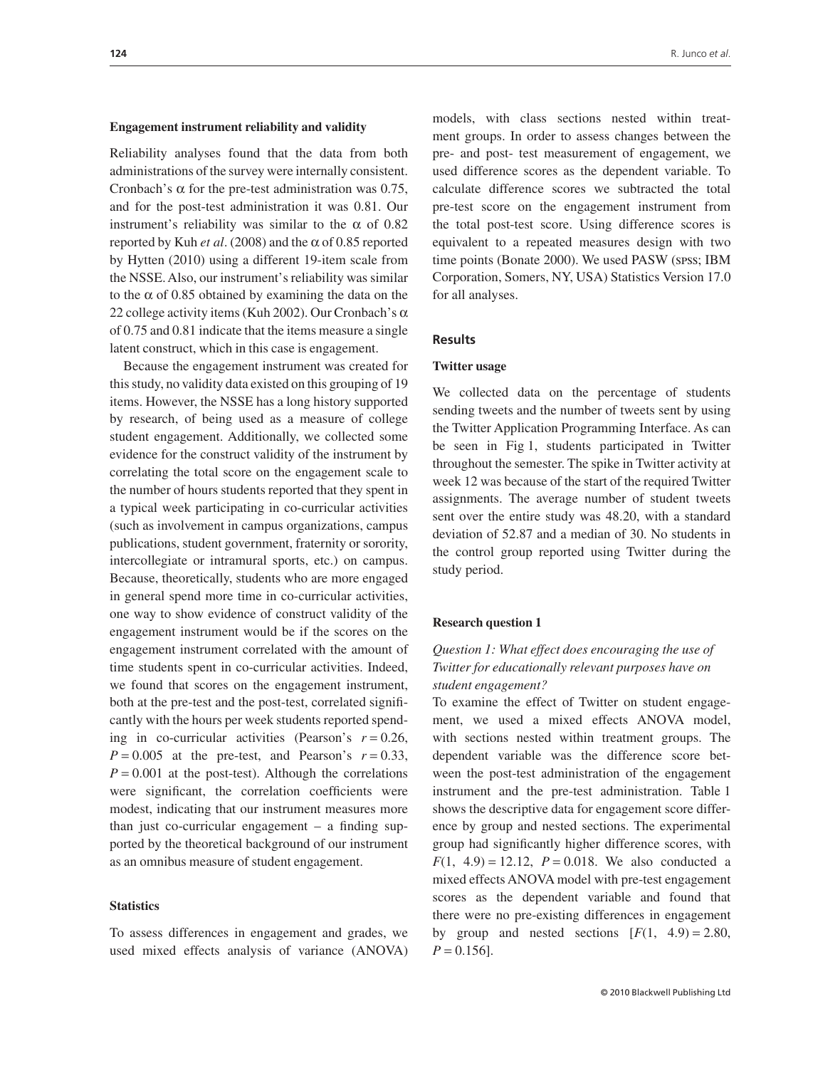#### Engagement instrument reliability and validity

Reliability analyses found that the data from both administrations of the survey were internally consistent. Cronbach's $\alpha$ for the pre-test administration was 0.75, and for the post-test administration it was 0.81. Our instrument's reliability was similar to the $\alpha$ of 0.82 reported by Kuh *et al*. (2008) and the $\alpha$ of 0.85 reported by Hytten (2010) using a different 19-item scale from the NSSE. Also, our instrument's reliability was similar to the $\alpha$ of 0.85 obtained by examining the data on the 22 college activity items (Kuh 2002). Our Cronbach's $\alpha$ of 0.75 and 0.81 indicate that the items measure a single latent construct, which in this case is engagement.

Because the engagement instrument was created for this study, no validity data existed on this grouping of 19 items. However, the NSSE has a long history supported by research, of being used as a measure of college student engagement. Additionally, we collected some evidence for the construct validity of the instrument by correlating the total score on the engagement scale to the number of hours students reported that they spent in a typical week participating in co-curricular activities (such as involvement in campus organizations, campus publications, student government, fraternity or sorority, intercollegiate or intramural sports, etc.) on campus. Because, theoretically, students who are more engaged in general spend more time in co-curricular activities, one way to show evidence of construct validity of the engagement instrument would be if the scores on the engagement instrument correlated with the amount of time students spent in co-curricular activities. Indeed, we found that scores on the engagement instrument, both at the pre-test and the post-test, correlated significantly with the hours per week students reported spending in co-curricular activities (Pearson's $r = 0.26$, $P = 0.005$ at the pre-test, and Pearson's $r = 0.33$, $P = 0.001$ at the post-test). Although the correlations were significant, the correlation coefficients were modest, indicating that our instrument measures more than just co-curricular engagement – a finding supported by the theoretical background of our instrument as an omnibus measure of student engagement.

#### Statistics

To assess differences in engagement and grades, we used mixed effects analysis of variance (ANOVA) models, with class sections nested within treatment groups. In order to assess changes between the pre- and post- test measurement of engagement, we used difference scores as the dependent variable. To calculate difference scores we subtracted the total pre-test score on the engagement instrument from the total post-test score. Using difference scores is equivalent to a repeated measures design with two time points (Bonate 2000). We used PASW (SPSS; IBM Corporation, Somers, NY, USA) Statistics Version 17.0 for all analyses.

### Results

#### Twitter usage

We collected data on the percentage of students sending tweets and the number of tweets sent by using the Twitter Application Programming Interface. As can be seen in Fig 1, students participated in Twitter throughout the semester. The spike in Twitter activity at week 12 was because of the start of the required Twitter assignments. The average number of student tweets sent over the entire study was 48.20, with a standard deviation of 52.87 and a median of 30. No students in the control group reported using Twitter during the study period.

#### Research question 1

*Question 1: What effect does encouraging the use of Twitter for educationally relevant purposes have on student engagement?*

To examine the effect of Twitter on student engagement, we used a mixed effects ANOVA model, with sections nested within treatment groups. The dependent variable was the difference score between the post-test administration of the engagement instrument and the pre-test administration. Table 1 shows the descriptive data for engagement score difference by group and nested sections. The experimental group had significantly higher difference scores, with $F(1,\ 4.9) = 12.12$, $P = 0.018$. We also conducted a mixed effects ANOVA model with pre-test engagement scores as the dependent variable and found that there were no pre-existing differences in engagement by group and nested sections [$F(1,\ 4.9) = 2.80$, $P = 0.156$].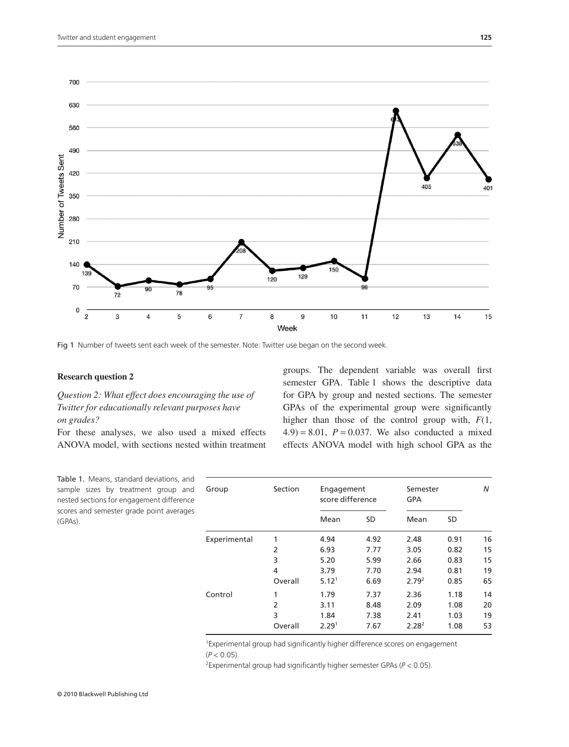Fig 1 Number of tweets sent each week of the semester. Note: Twitter use began on the second week.

### Research question 2

*Question 2: What effect does encouraging the use of Twitter for educationally relevant purposes have on grades?*

For these analyses, we also used a mixed effects ANOVA model, with sections nested within treatment groups. The dependent variable was overall first semester GPA. Table 1 shows the descriptive data for GPA by group and nested sections. The semester GPAs of the experimental group were significantly higher than those of the control group with, $F(1, 4.9) = 8.01$, $P = 0.037$. We also conducted a mixed effects ANOVA model with high school GPA as the

Table 1. Means, standard deviations, and sample sizes by treatment group and nested sections for engagement difference scores and semester grade point averages (GPAs).

| Group | Section | Engagement score difference | | Semester GPA | | N |
|---|---|---|---|---|---|---|
| | | Mean | SD | Mean | SD | |
| Experimental | 1 | 4.94 | 4.92 | 2.48 | 0.91 | 16 |
| | 2 | 6.93 | 7.77 | 3.05 | 0.82 | 15 |
| | 3 | 5.20 | 5.99 | 2.66 | 0.83 | 15 |
| | 4 | 3.79 | 7.70 | 2.94 | 0.81 | 19 |
| | Overall | 5.12[1] | 6.69 | 2.79[2] | 0.85 | 65 |
| Control | 1 | 1.79 | 7.37 | 2.36 | 1.18 | 14 |
| | 2 | 3.11 | 8.48 | 2.09 | 1.08 | 20 |
| | 3 | 1.84 | 7.38 | 2.41 | 1.03 | 19 |
| | Overall | 2.29[1] | 7.67 | 2.28[2] | 1.08 | 53 |

[1]Experimental group had significantly higher difference scores on engagement ($P < 0.05$).

[2]Experimental group had significantly higher semester GPAs ($P < 0.05$).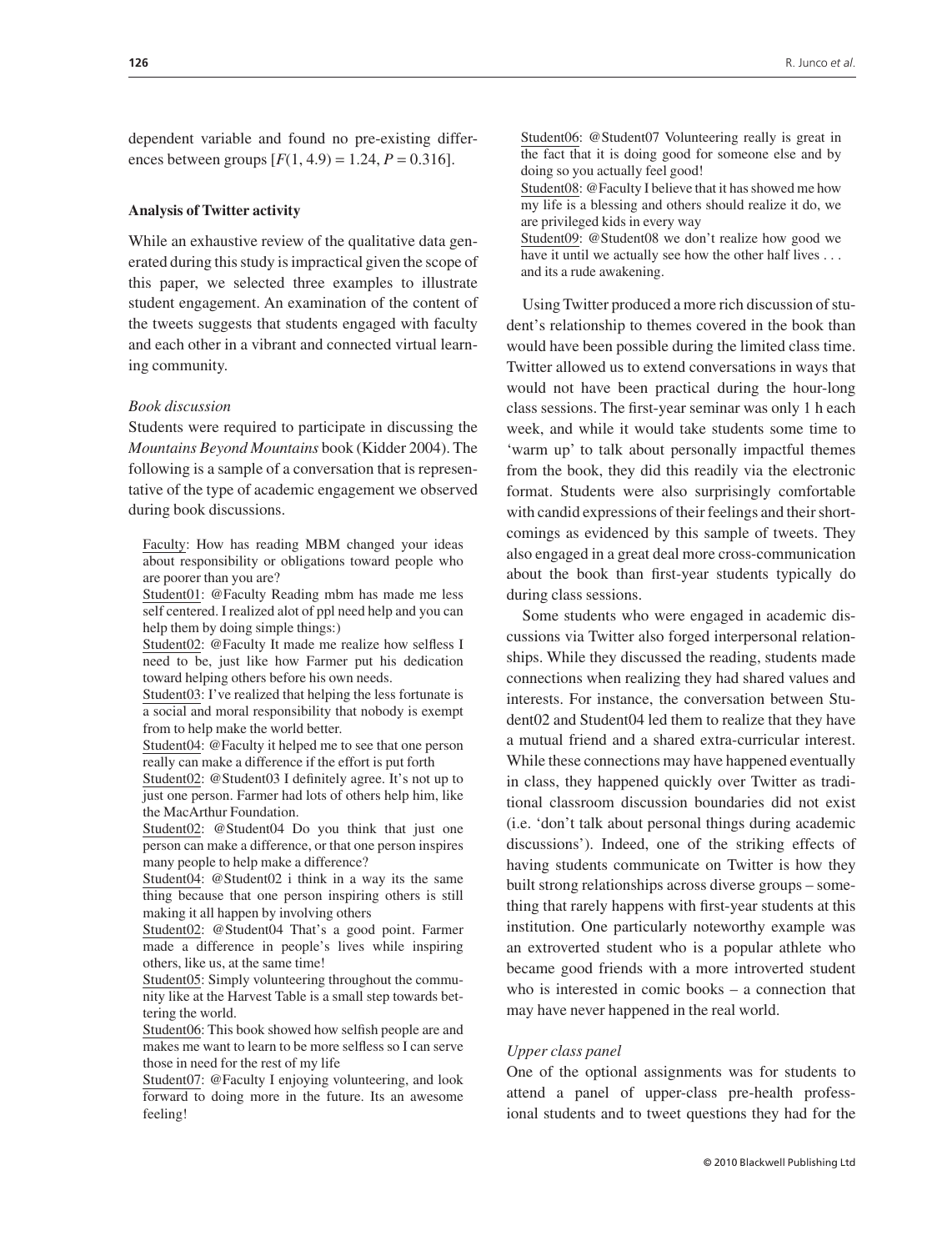dependent variable and found no pre-existing differences between groups [$F(1, 4.9) = 1.24$, $P = 0.316$].

### Analysis of Twitter activity

While an exhaustive review of the qualitative data generated during this study is impractical given the scope of this paper, we selected three examples to illustrate student engagement. An examination of the content of the tweets suggests that students engaged with faculty and each other in a vibrant and connected virtual learning community.

#### *Book discussion*

Students were required to participate in discussing the *Mountains Beyond Mountains* book (Kidder 2004). The following is a sample of a conversation that is representative of the type of academic engagement we observed during book discussions.

> Faculty: How has reading MBM changed your ideas about responsibility or obligations toward people who are poorer than you are?
>
> Student01: @Faculty Reading mbm has made me less self centered. I realized alot of ppl need help and you can help them by doing simple things:)
>
> Student02: @Faculty It made me realize how selfless I need to be, just like how Farmer put his dedication toward helping others before his own needs.
>
> Student03: I've realized that helping the less fortunate is a social and moral responsibility that nobody is exempt from to help make the world better.
>
> Student04: @Faculty it helped me to see that one person really can make a difference if the effort is put forth
>
> Student02: @Student03 I definitely agree. It's not up to just one person. Farmer had lots of others help him, like the MacArthur Foundation.
>
> Student02: @Student04 Do you think that just one person can make a difference, or that one person inspires many people to help make a difference?
>
> Student04: @Student02 i think in a way its the same thing because that one person inspiring others is still making it all happen by involving others
>
> Student02: @Student04 That's a good point. Farmer made a difference in people's lives while inspiring others, like us, at the same time!
>
> Student05: Simply volunteering throughout the community like at the Harvest Table is a small step towards bettering the world.
>
> Student06: This book showed how selfish people are and makes me want to learn to be more selfless so I can serve those in need for the rest of my life
>
> Student07: @Faculty I enjoying volunteering, and look forward to doing more in the future. Its an awesome feeling!
>
> Student06: @Student07 Volunteering really is great in the fact that it is doing good for someone else and by doing so you actually feel good!
>
> Student08: @Faculty I believe that it has showed me how my life is a blessing and others should realize it do, we are privileged kids in every way
>
> Student09: @Student08 we don't realize how good we have it until we actually see how the other half lives . . . and its a rude awakening.

Using Twitter produced a more rich discussion of student's relationship to themes covered in the book than would have been possible during the limited class time. Twitter allowed us to extend conversations in ways that would not have been practical during the hour-long class sessions. The first-year seminar was only 1 h each week, and while it would take students some time to 'warm up' to talk about personally impactful themes from the book, they did this readily via the electronic format. Students were also surprisingly comfortable with candid expressions of their feelings and their shortcomings as evidenced by this sample of tweets. They also engaged in a great deal more cross-communication about the book than first-year students typically do during class sessions.

Some students who were engaged in academic discussions via Twitter also forged interpersonal relationships. While they discussed the reading, students made connections when realizing they had shared values and interests. For instance, the conversation between Student02 and Student04 led them to realize that they have a mutual friend and a shared extra-curricular interest. While these connections may have happened eventually in class, they happened quickly over Twitter as traditional classroom discussion boundaries did not exist (i.e. 'don't talk about personal things during academic discussions'). Indeed, one of the striking effects of having students communicate on Twitter is how they built strong relationships across diverse groups – something that rarely happens with first-year students at this institution. One particularly noteworthy example was an extroverted student who is a popular athlete who became good friends with a more introverted student who is interested in comic books – a connection that may have never happened in the real world.

#### *Upper class panel*

One of the optional assignments was for students to attend a panel of upper-class pre-health professional students and to tweet questions they had for the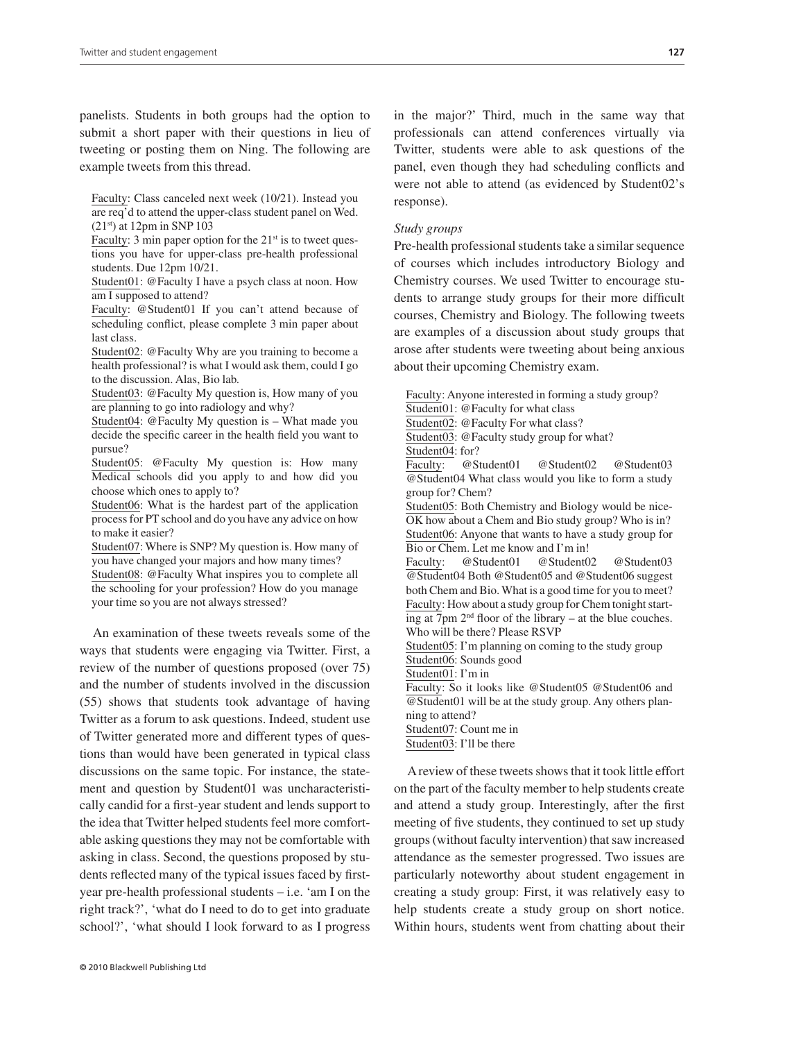panelists. Students in both groups had the option to submit a short paper with their questions in lieu of tweeting or posting them on Ning. The following are example tweets from this thread.

> Faculty: Class canceled next week (10/21). Instead you are req'd to attend the upper-class student panel on Wed. (21st) at 12pm in SNP 103
>
> Faculty: 3 min paper option for the 21st is to tweet questions you have for upper-class pre-health professional students. Due 12pm 10/21.
>
> Student01: @Faculty I have a psych class at noon. How am I supposed to attend?
>
> Faculty: @Student01 If you can't attend because of scheduling conflict, please complete 3 min paper about last class.
>
> Student02: @Faculty Why are you training to become a health professional? is what I would ask them, could I go to the discussion. Alas, Bio lab.
>
> Student03: @Faculty My question is, How many of you are planning to go into radiology and why?
>
> Student04: @Faculty My question is – What made you decide the specific career in the health field you want to pursue?
>
> Student05: @Faculty My question is: How many Medical schools did you apply to and how did you choose which ones to apply to?
>
> Student06: What is the hardest part of the application process for PT school and do you have any advice on how to make it easier?
>
> Student07: Where is SNP? My question is. How many of you have changed your majors and how many times?
>
> Student08: @Faculty What inspires you to complete all the schooling for your profession? How do you manage your time so you are not always stressed?

An examination of these tweets reveals some of the ways that students were engaging via Twitter. First, a review of the number of questions proposed (over 75) and the number of students involved in the discussion (55) shows that students took advantage of having Twitter as a forum to ask questions. Indeed, student use of Twitter generated more and different types of questions than would have been generated in typical class discussions on the same topic. For instance, the statement and question by Student01 was uncharacteristically candid for a first-year student and lends support to the idea that Twitter helped students feel more comfortable asking questions they may not be comfortable with asking in class. Second, the questions proposed by students reflected many of the typical issues faced by first-year pre-health professional students – i.e. 'am I on the right track?', 'what do I need to do to get into graduate school?', 'what should I look forward to as I progress in the major?' Third, much in the same way that professionals can attend conferences virtually via Twitter, students were able to ask questions of the panel, even though they had scheduling conflicts and were not able to attend (as evidenced by Student02's response).

*Study groups*

Pre-health professional students take a similar sequence of courses which includes introductory Biology and Chemistry courses. We used Twitter to encourage students to arrange study groups for their more difficult courses, Chemistry and Biology. The following tweets are examples of a discussion about study groups that arose after students were tweeting about being anxious about their upcoming Chemistry exam.

> Faculty: Anyone interested in forming a study group?
>
> Student01: @Faculty for what class
>
> Student02: @Faculty For what class?
>
> Student03: @Faculty study group for what?
>
> Student04: for?
>
> Faculty: @Student01 @Student02 @Student03 @Student04 What class would you like to form a study group for? Chem?
>
> Student05: Both Chemistry and Biology would be nice-OK how about a Chem and Bio study group? Who is in?
>
> Student06: Anyone that wants to have a study group for Bio or Chem. Let me know and I'm in!
>
> Faculty: @Student01 @Student02 @Student03 @Student04 Both @Student05 and @Student06 suggest both Chem and Bio. What is a good time for you to meet?
>
> Faculty: How about a study group for Chem tonight starting at 7pm 2nd floor of the library – at the blue couches. Who will be there? Please RSVP
>
> Student05: I'm planning on coming to the study group
>
> Student06: Sounds good
>
> Student01: I'm in
>
> Faculty: So it looks like @Student05 @Student06 and @Student01 will be at the study group. Any others planning to attend?
>
> Student07: Count me in
>
> Student03: I'll be there

A review of these tweets shows that it took little effort on the part of the faculty member to help students create and attend a study group. Interestingly, after the first meeting of five students, they continued to set up study groups (without faculty intervention) that saw increased attendance as the semester progressed. Two issues are particularly noteworthy about student engagement in creating a study group: First, it was relatively easy to help students create a study group on short notice. Within hours, students went from chatting about their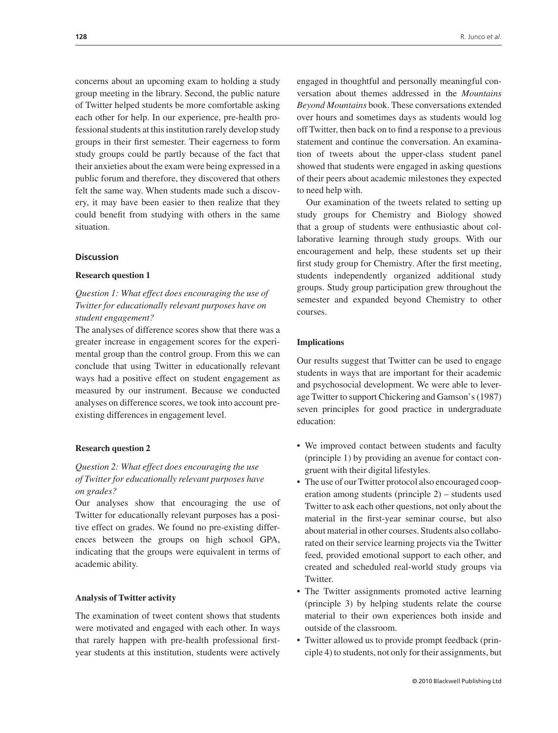concerns about an upcoming exam to holding a study group meeting in the library. Second, the public nature of Twitter helped students be more comfortable asking each other for help. In our experience, pre-health professional students at this institution rarely develop study groups in their first semester. Their eagerness to form study groups could be partly because of the fact that their anxieties about the exam were being expressed in a public forum and therefore, they discovered that others felt the same way. When students made such a discovery, it may have been easier to then realize that they could benefit from studying with others in the same situation.

## Discussion

### Research question 1

*Question 1: What effect does encouraging the use of Twitter for educationally relevant purposes have on student engagement?*

The analyses of difference scores show that there was a greater increase in engagement scores for the experimental group than the control group. From this we can conclude that using Twitter in educationally relevant ways had a positive effect on student engagement as measured by our instrument. Because we conducted analyses on difference scores, we took into account pre-existing differences in engagement level.

### Research question 2

*Question 2: What effect does encouraging the use of Twitter for educationally relevant purposes have on grades?*

Our analyses show that encouraging the use of Twitter for educationally relevant purposes has a positive effect on grades. We found no pre-existing differences between the groups on high school GPA, indicating that the groups were equivalent in terms of academic ability.

### Analysis of Twitter activity

The examination of tweet content shows that students were motivated and engaged with each other. In ways that rarely happen with pre-health professional first-year students at this institution, students were actively engaged in thoughtful and personally meaningful conversation about themes addressed in the *Mountains Beyond Mountains* book. These conversations extended over hours and sometimes days as students would log off Twitter, then back on to find a response to a previous statement and continue the conversation. An examination of tweets about the upper-class student panel showed that students were engaged in asking questions of their peers about academic milestones they expected to need help with.

Our examination of the tweets related to setting up study groups for Chemistry and Biology showed that a group of students were enthusiastic about collaborative learning through study groups. With our encouragement and help, these students set up their first study group for Chemistry. After the first meeting, students independently organized additional study groups. Study group participation grew throughout the semester and expanded beyond Chemistry to other courses.

### Implications

Our results suggest that Twitter can be used to engage students in ways that are important for their academic and psychosocial development. We were able to leverage Twitter to support Chickering and Gamson's (1987) seven principles for good practice in undergraduate education:

- We improved contact between students and faculty (principle 1) by providing an avenue for contact congruent with their digital lifestyles.
- The use of our Twitter protocol also encouraged cooperation among students (principle 2) – students used Twitter to ask each other questions, not only about the material in the first-year seminar course, but also about material in other courses. Students also collaborated on their service learning projects via the Twitter feed, provided emotional support to each other, and created and scheduled real-world study groups via Twitter.
- The Twitter assignments promoted active learning (principle 3) by helping students relate the course material to their own experiences both inside and outside of the classroom.
- Twitter allowed us to provide prompt feedback (principle 4) to students, not only for their assignments, but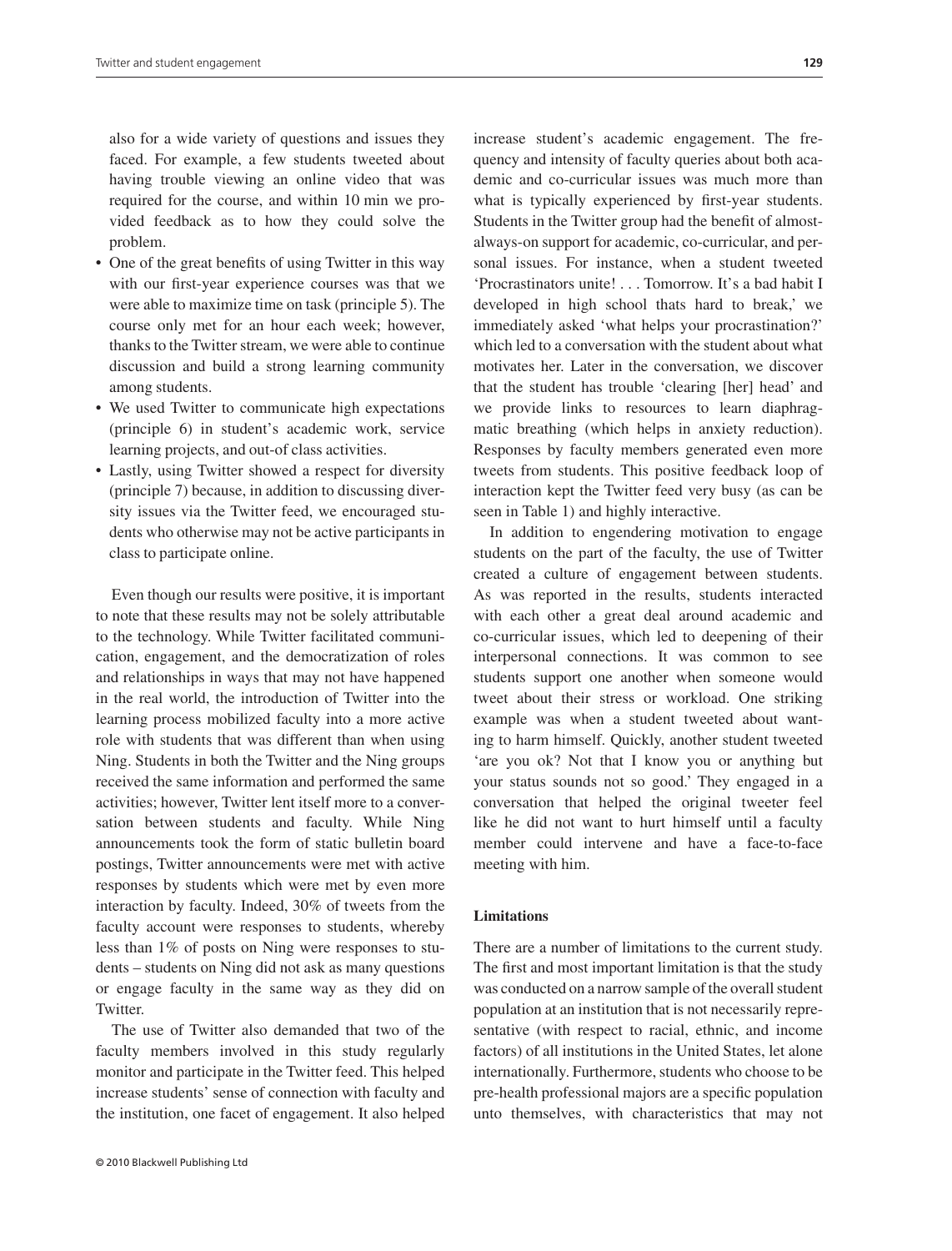also for a wide variety of questions and issues they faced. For example, a few students tweeted about having trouble viewing an online video that was required for the course, and within 10 min we provided feedback as to how they could solve the problem.

- One of the great benefits of using Twitter in this way with our first-year experience courses was that we were able to maximize time on task (principle 5). The course only met for an hour each week; however, thanks to the Twitter stream, we were able to continue discussion and build a strong learning community among students.
- We used Twitter to communicate high expectations (principle 6) in student's academic work, service learning projects, and out-of class activities.
- Lastly, using Twitter showed a respect for diversity (principle 7) because, in addition to discussing diversity issues via the Twitter feed, we encouraged students who otherwise may not be active participants in class to participate online.

Even though our results were positive, it is important to note that these results may not be solely attributable to the technology. While Twitter facilitated communication, engagement, and the democratization of roles and relationships in ways that may not have happened in the real world, the introduction of Twitter into the learning process mobilized faculty into a more active role with students that was different than when using Ning. Students in both the Twitter and the Ning groups received the same information and performed the same activities; however, Twitter lent itself more to a conversation between students and faculty. While Ning announcements took the form of static bulletin board postings, Twitter announcements were met with active responses by students which were met by even more interaction by faculty. Indeed, 30% of tweets from the faculty account were responses to students, whereby less than 1% of posts on Ning were responses to students – students on Ning did not ask as many questions or engage faculty in the same way as they did on Twitter.

The use of Twitter also demanded that two of the faculty members involved in this study regularly monitor and participate in the Twitter feed. This helped increase students' sense of connection with faculty and the institution, one facet of engagement. It also helped increase student's academic engagement. The frequency and intensity of faculty queries about both academic and co-curricular issues was much more than what is typically experienced by first-year students. Students in the Twitter group had the benefit of almost-always-on support for academic, co-curricular, and personal issues. For instance, when a student tweeted 'Procrastinators unite! . . . Tomorrow. It's a bad habit I developed in high school thats hard to break,' we immediately asked 'what helps your procrastination?' which led to a conversation with the student about what motivates her. Later in the conversation, we discover that the student has trouble 'clearing [her] head' and we provide links to resources to learn diaphragmatic breathing (which helps in anxiety reduction). Responses by faculty members generated even more tweets from students. This positive feedback loop of interaction kept the Twitter feed very busy (as can be seen in Table 1) and highly interactive.

In addition to engendering motivation to engage students on the part of the faculty, the use of Twitter created a culture of engagement between students. As was reported in the results, students interacted with each other a great deal around academic and co-curricular issues, which led to deepening of their interpersonal connections. It was common to see students support one another when someone would tweet about their stress or workload. One striking example was when a student tweeted about wanting to harm himself. Quickly, another student tweeted 'are you ok? Not that I know you or anything but your status sounds not so good.' They engaged in a conversation that helped the original tweeter feel like he did not want to hurt himself until a faculty member could intervene and have a face-to-face meeting with him.

### Limitations

There are a number of limitations to the current study. The first and most important limitation is that the study was conducted on a narrow sample of the overall student population at an institution that is not necessarily representative (with respect to racial, ethnic, and income factors) of all institutions in the United States, let alone internationally. Furthermore, students who choose to be pre-health professional majors are a specific population unto themselves, with characteristics that may not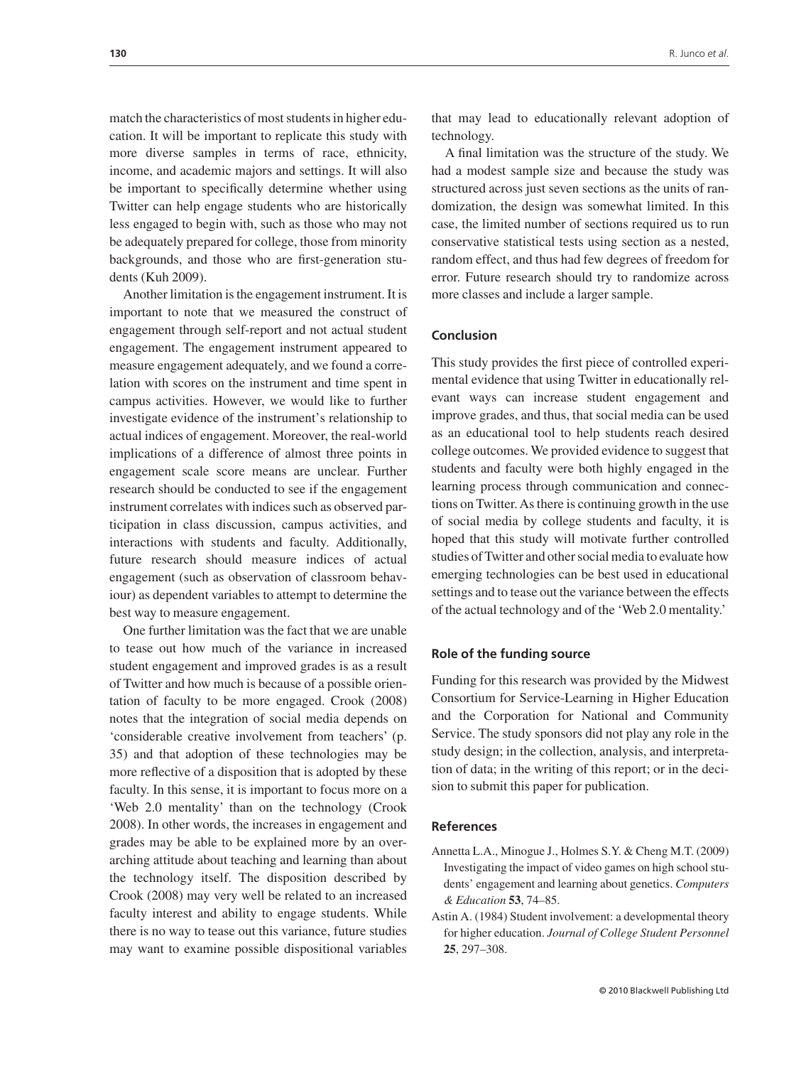match the characteristics of most students in higher education. It will be important to replicate this study with more diverse samples in terms of race, ethnicity, income, and academic majors and settings. It will also be important to specifically determine whether using Twitter can help engage students who are historically less engaged to begin with, such as those who may not be adequately prepared for college, those from minority backgrounds, and those who are first-generation students (Kuh 2009).

Another limitation is the engagement instrument. It is important to note that we measured the construct of engagement through self-report and not actual student engagement. The engagement instrument appeared to measure engagement adequately, and we found a correlation with scores on the instrument and time spent in campus activities. However, we would like to further investigate evidence of the instrument's relationship to actual indices of engagement. Moreover, the real-world implications of a difference of almost three points in engagement scale score means are unclear. Further research should be conducted to see if the engagement instrument correlates with indices such as observed participation in class discussion, campus activities, and interactions with students and faculty. Additionally, future research should measure indices of actual engagement (such as observation of classroom behaviour) as dependent variables to attempt to determine the best way to measure engagement.

One further limitation was the fact that we are unable to tease out how much of the variance in increased student engagement and improved grades is as a result of Twitter and how much is because of a possible orientation of faculty to be more engaged. Crook (2008) notes that the integration of social media depends on 'considerable creative involvement from teachers' (p. 35) and that adoption of these technologies may be more reflective of a disposition that is adopted by these faculty. In this sense, it is important to focus more on a 'Web 2.0 mentality' than on the technology (Crook 2008). In other words, the increases in engagement and grades may be able to be explained more by an overarching attitude about teaching and learning than about the technology itself. The disposition described by Crook (2008) may very well be related to an increased faculty interest and ability to engage students. While there is no way to tease out this variance, future studies may want to examine possible dispositional variables that may lead to educationally relevant adoption of technology.

A final limitation was the structure of the study. We had a modest sample size and because the study was structured across just seven sections as the units of randomization, the design was somewhat limited. In this case, the limited number of sections required us to run conservative statistical tests using section as a nested, random effect, and thus had few degrees of freedom for error. Future research should try to randomize across more classes and include a larger sample.

## Conclusion

This study provides the first piece of controlled experimental evidence that using Twitter in educationally relevant ways can increase student engagement and improve grades, and thus, that social media can be used as an educational tool to help students reach desired college outcomes. We provided evidence to suggest that students and faculty were both highly engaged in the learning process through communication and connections on Twitter. As there is continuing growth in the use of social media by college students and faculty, it is hoped that this study will motivate further controlled studies of Twitter and other social media to evaluate how emerging technologies can be best used in educational settings and to tease out the variance between the effects of the actual technology and of the 'Web 2.0 mentality.'

## Role of the funding source

Funding for this research was provided by the Midwest Consortium for Service-Learning in Higher Education and the Corporation for National and Community Service. The study sponsors did not play any role in the study design; in the collection, analysis, and interpretation of data; in the writing of this report; or in the decision to submit this paper for publication.

## References

Annetta L.A., Minogue J., Holmes S.Y. & Cheng M.T. (2009) Investigating the impact of video games on high school students' engagement and learning about genetics. *Computers & Education* **53**, 74–85.

Astin A. (1984) Student involvement: a developmental theory for higher education. *Journal of College Student Personnel* **25**, 297–308.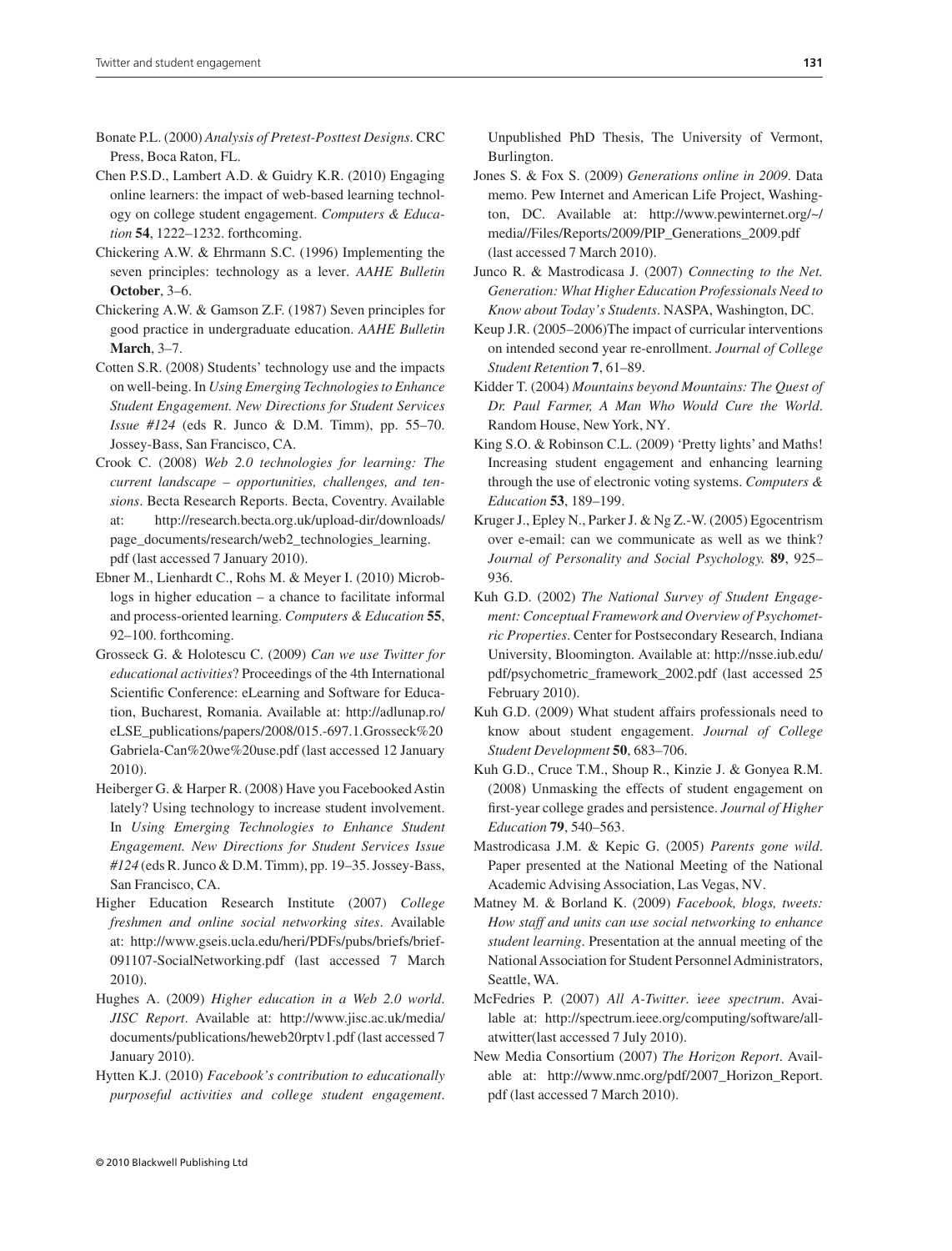Bonate P.L. (2000) *Analysis of Pretest-Posttest Designs*. CRC Press, Boca Raton, FL.

Chen P.S.D., Lambert A.D. & Guidry K.R. (2010) Engaging online learners: the impact of web-based learning technology on college student engagement. *Computers & Education* **54**, 1222–1232. forthcoming.

Chickering A.W. & Ehrmann S.C. (1996) Implementing the seven principles: technology as a lever. *AAHE Bulletin* **October**, 3–6.

Chickering A.W. & Gamson Z.F. (1987) Seven principles for good practice in undergraduate education. *AAHE Bulletin* **March**, 3–7.

Cotten S.R. (2008) Students' technology use and the impacts on well-being. In *Using Emerging Technologies to Enhance Student Engagement. New Directions for Student Services Issue #124* (eds R. Junco & D.M. Timm), pp. 55–70. Jossey-Bass, San Francisco, CA.

Crook C. (2008) *Web 2.0 technologies for learning: The current landscape – opportunities, challenges, and tensions*. Becta Research Reports. Becta, Coventry. Available at: http://research.becta.org.uk/upload-dir/downloads/page_documents/research/web2_technologies_learning.pdf (last accessed 7 January 2010).

Ebner M., Lienhardt C., Rohs M. & Meyer I. (2010) Microblogs in higher education – a chance to facilitate informal and process-oriented learning. *Computers & Education* **55**, 92–100. forthcoming.

Grosseck G. & Holotescu C. (2009) *Can we use Twitter for educational activities*? Proceedings of the 4th International Scientific Conference: eLearning and Software for Education, Bucharest, Romania. Available at: http://adlunap.ro/eLSE_publications/papers/2008/015.-697.1.Grosseck%20Gabriela-Can%20we%20use.pdf (last accessed 12 January 2010).

Heiberger G. & Harper R. (2008) Have you Facebooked Astin lately? Using technology to increase student involvement. In *Using Emerging Technologies to Enhance Student Engagement. New Directions for Student Services Issue #124* (eds R. Junco & D.M. Timm), pp. 19–35. Jossey-Bass, San Francisco, CA.

Higher Education Research Institute (2007) *College freshmen and online social networking sites*. Available at: http://www.gseis.ucla.edu/heri/PDFs/pubs/briefs/brief-091107-SocialNetworking.pdf (last accessed 7 March 2010).

Hughes A. (2009) *Higher education in a Web 2.0 world. JISC Report*. Available at: http://www.jisc.ac.uk/media/documents/publications/heweb20rptv1.pdf (last accessed 7 January 2010).

Hytten K.J. (2010) *Facebook's contribution to educationally purposeful activities and college student engagement*. Unpublished PhD Thesis, The University of Vermont, Burlington.

Jones S. & Fox S. (2009) *Generations online in 2009*. Data memo. Pew Internet and American Life Project, Washington, DC. Available at: http://www.pewinternet.org/~/media//Files/Reports/2009/PIP_Generations_2009.pdf (last accessed 7 March 2010).

Junco R. & Mastrodicasa J. (2007) *Connecting to the Net. Generation: What Higher Education Professionals Need to Know about Today's Students*. NASPA, Washington, DC.

Keup J.R. (2005–2006)The impact of curricular interventions on intended second year re-enrollment. *Journal of College Student Retention* **7**, 61–89.

Kidder T. (2004) *Mountains beyond Mountains: The Quest of Dr. Paul Farmer, A Man Who Would Cure the World*. Random House, New York, NY.

King S.O. & Robinson C.L. (2009) 'Pretty lights' and Maths! Increasing student engagement and enhancing learning through the use of electronic voting systems. *Computers & Education* **53**, 189–199.

Kruger J., Epley N., Parker J. & Ng Z.-W. (2005) Egocentrism over e-email: can we communicate as well as we think? *Journal of Personality and Social Psychology.* **89**, 925–936.

Kuh G.D. (2002) *The National Survey of Student Engagement: Conceptual Framework and Overview of Psychometric Properties*. Center for Postsecondary Research, Indiana University, Bloomington. Available at: http://nsse.iub.edu/pdf/psychometric_framework_2002.pdf (last accessed 25 February 2010).

Kuh G.D. (2009) What student affairs professionals need to know about student engagement. *Journal of College Student Development* **50**, 683–706.

Kuh G.D., Cruce T.M., Shoup R., Kinzie J. & Gonyea R.M. (2008) Unmasking the effects of student engagement on first-year college grades and persistence. *Journal of Higher Education* **79**, 540–563.

Mastrodicasa J.M. & Kepic G. (2005) *Parents gone wild*. Paper presented at the National Meeting of the National Academic Advising Association, Las Vegas, NV.

Matney M. & Borland K. (2009) *Facebook, blogs, tweets: How staff and units can use social networking to enhance student learning*. Presentation at the annual meeting of the National Association for Student Personnel Administrators, Seattle, WA.

McFedries P. (2007) *All A-Twitter*. i*eee spectrum*. Available at: http://spectrum.ieee.org/computing/software/all-atwitter(last accessed 7 July 2010).

New Media Consortium (2007) *The Horizon Report*. Available at: http://www.nmc.org/pdf/2007_Horizon_Report.pdf (last accessed 7 March 2010).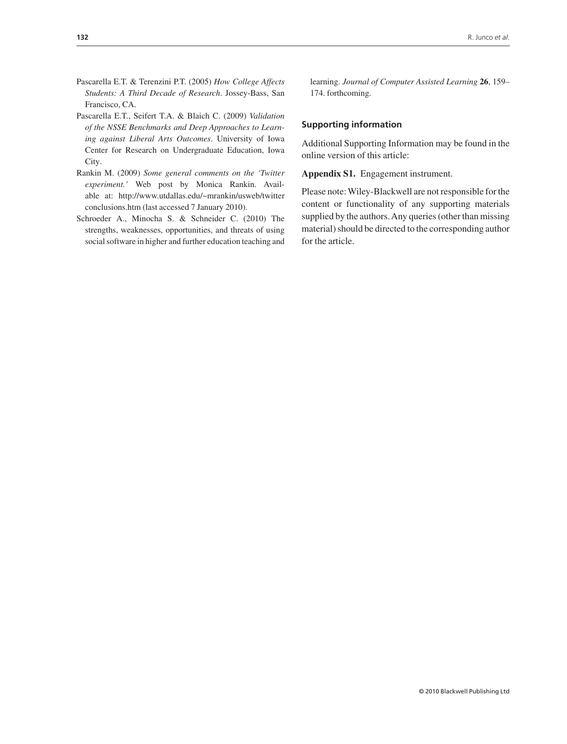Pascarella E.T. & Terenzini P.T. (2005) *How College Affects Students: A Third Decade of Research*. Jossey-Bass, San Francisco, CA.

Pascarella E.T., Seifert T.A. & Blaich C. (2009) *Validation of the NSSE Benchmarks and Deep Approaches to Learning against Liberal Arts Outcomes*. University of Iowa Center for Research on Undergraduate Education, Iowa City.

Rankin M. (2009) *Some general comments on the 'Twitter experiment.'* Web post by Monica Rankin. Available at: http://www.utdallas.edu/~mrankin/usweb/twitterconclusions.htm (last accessed 7 January 2010).

Schroeder A., Minocha S. & Schneider C. (2010) The strengths, weaknesses, opportunities, and threats of using social software in higher and further education teaching and learning. *Journal of Computer Assisted Learning* **26**, 159–174. forthcoming.

## Supporting information

Additional Supporting Information may be found in the online version of this article:

**Appendix S1.** Engagement instrument.

Please note: Wiley-Blackwell are not responsible for the content or functionality of any supporting materials supplied by the authors. Any queries (other than missing material) should be directed to the corresponding author for the article.